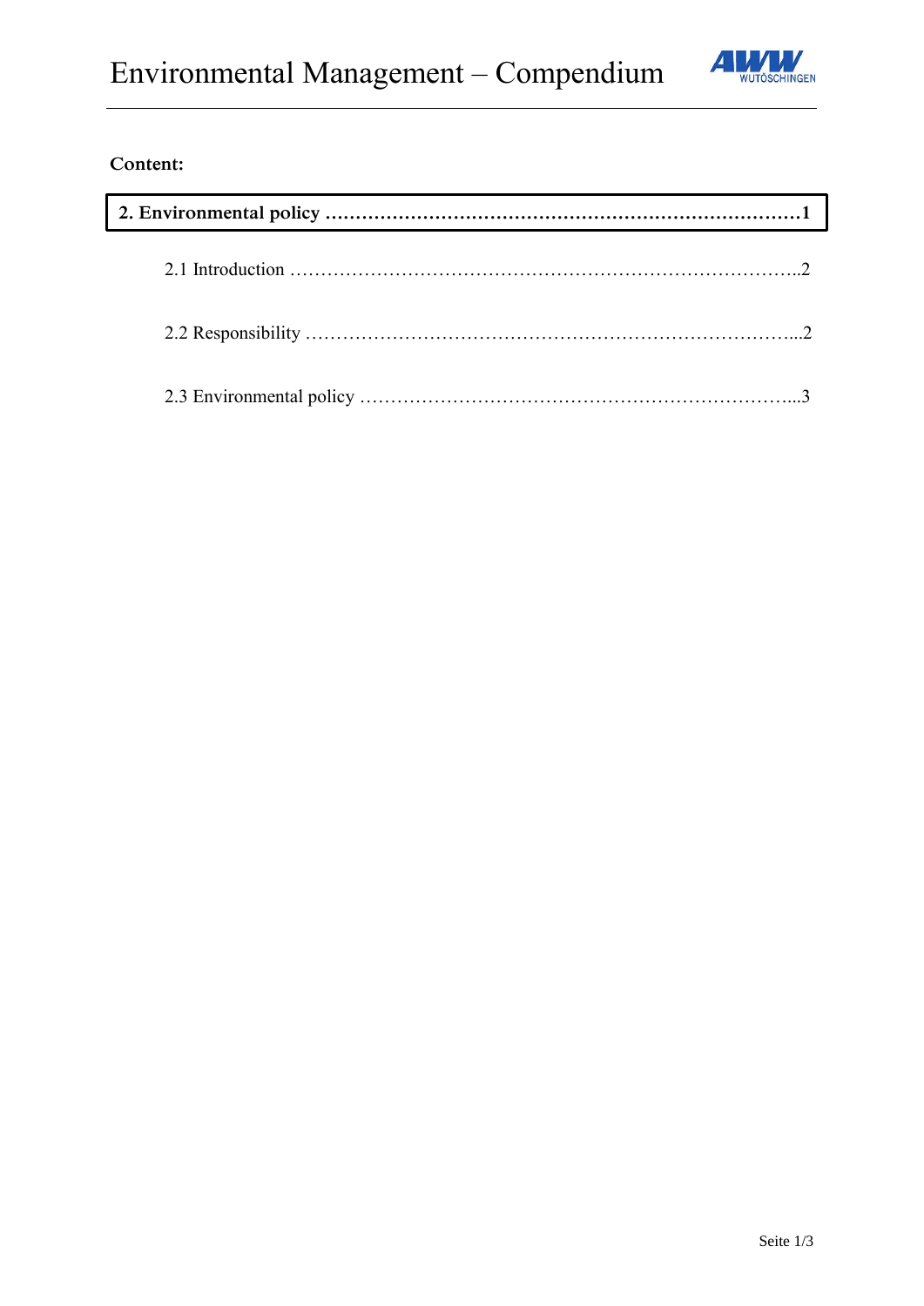**Content:**

**2. Environmental policy ……………………………………………………………………1**

2.1 Introduction ………………………………………………………………………..2

2.2 Responsibility ……………………………………………………………………...2

2.3 Environmental policy ……………………………………………………………...3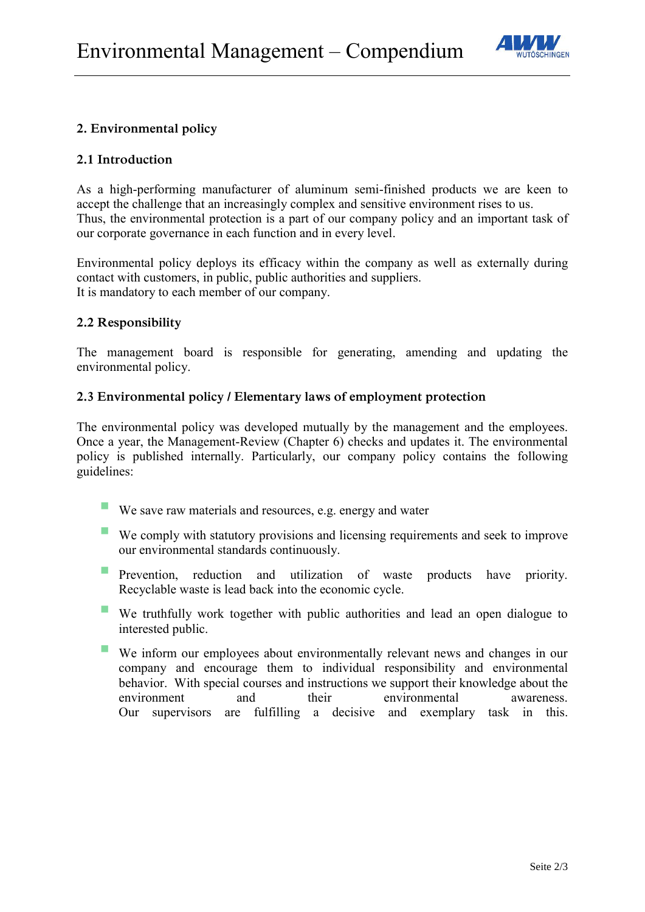## 2. Environmental policy

### 2.1 Introduction

As a high-performing manufacturer of aluminum semi-finished products we are keen to accept the challenge that an increasingly complex and sensitive environment rises to us.
Thus, the environmental protection is a part of our company policy and an important task of our corporate governance in each function and in every level.

Environmental policy deploys its efficacy within the company as well as externally during contact with customers, in public, public authorities and suppliers.
It is mandatory to each member of our company.

### 2.2 Responsibility

The management board is responsible for generating, amending and updating the environmental policy.

### 2.3 Environmental policy / Elementary laws of employment protection

The environmental policy was developed mutually by the management and the employees. Once a year, the Management-Review (Chapter 6) checks and updates it. The environmental policy is published internally. Particularly, our company policy contains the following guidelines:

- We save raw materials and resources, e.g. energy and water
- We comply with statutory provisions and licensing requirements and seek to improve our environmental standards continuously.
- Prevention, reduction and utilization of waste products have priority. Recyclable waste is lead back into the economic cycle.
- We truthfully work together with public authorities and lead an open dialogue to interested public.
- We inform our employees about environmentally relevant news and changes in our company and encourage them to individual responsibility and environmental behavior. With special courses and instructions we support their knowledge about the environment and their environmental awareness. Our supervisors are fulfilling a decisive and exemplary task in this.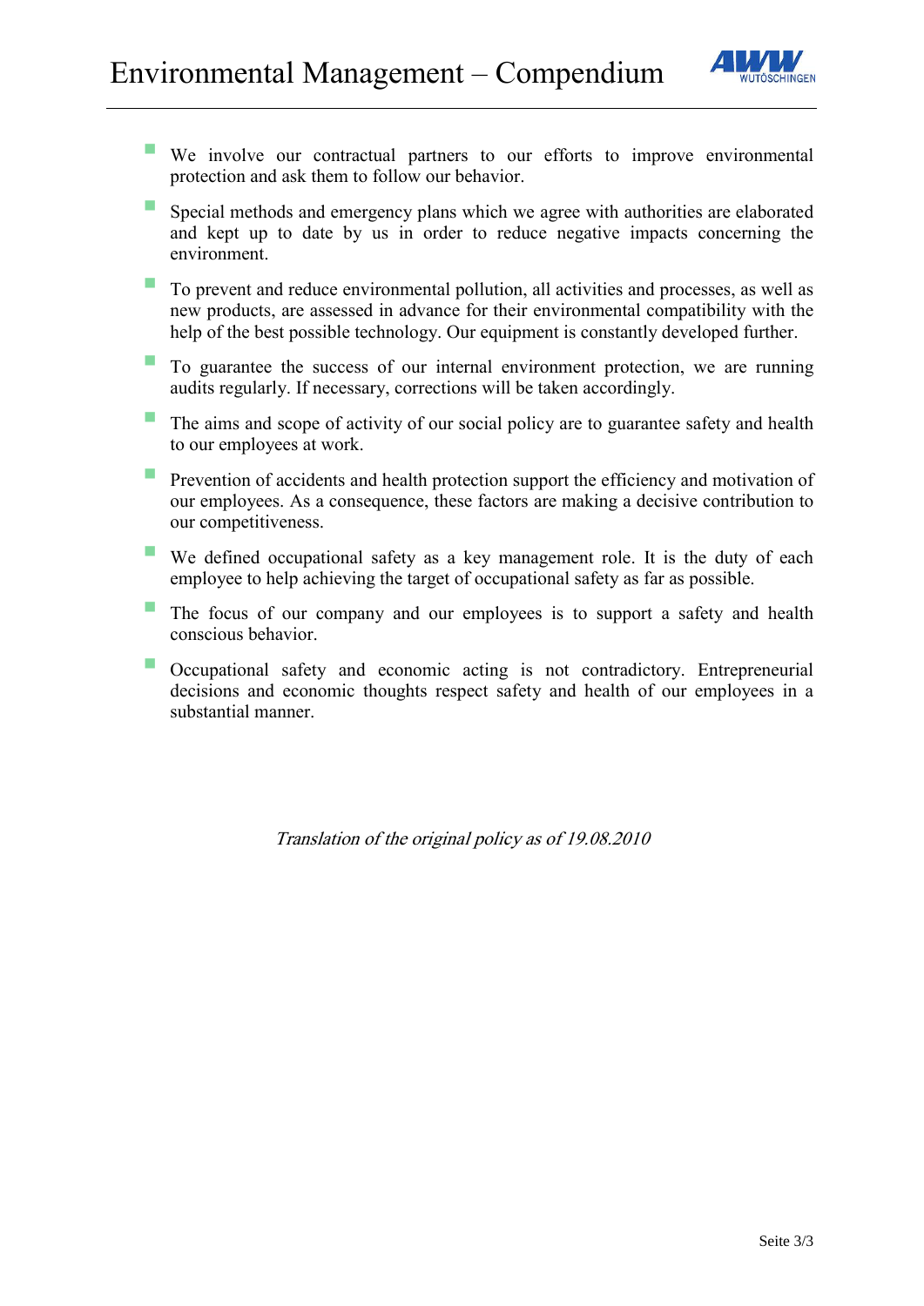- We involve our contractual partners to our efforts to improve environmental protection and ask them to follow our behavior.
- Special methods and emergency plans which we agree with authorities are elaborated and kept up to date by us in order to reduce negative impacts concerning the environment.
- To prevent and reduce environmental pollution, all activities and processes, as well as new products, are assessed in advance for their environmental compatibility with the help of the best possible technology. Our equipment is constantly developed further.
- To guarantee the success of our internal environment protection, we are running audits regularly. If necessary, corrections will be taken accordingly.
- The aims and scope of activity of our social policy are to guarantee safety and health to our employees at work.
- Prevention of accidents and health protection support the efficiency and motivation of our employees. As a consequence, these factors are making a decisive contribution to our competitiveness.
- We defined occupational safety as a key management role. It is the duty of each employee to help achieving the target of occupational safety as far as possible.
- The focus of our company and our employees is to support a safety and health conscious behavior.
- Occupational safety and economic acting is not contradictory. Entrepreneurial decisions and economic thoughts respect safety and health of our employees in a substantial manner.

*Translation of the original policy as of 19.08.2010*